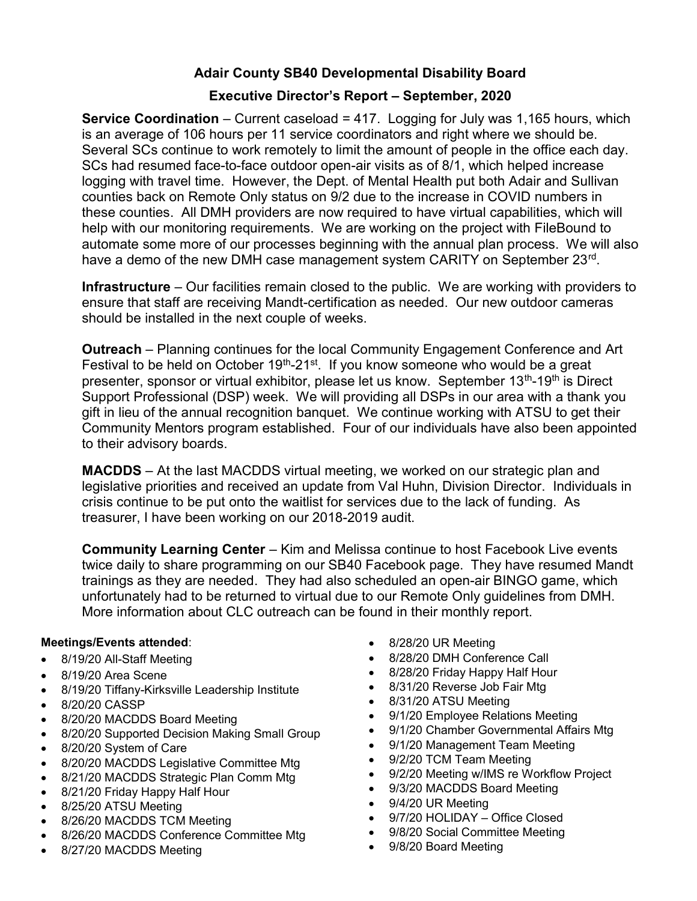# Adair County SB40 Developmental Disability Board

## Executive Director's Report – September, 2020

**Service Coordination** – Current caseload = 417. Logging for July was 1,165 hours, which is an average of 106 hours per 11 service coordinators and right where we should be. Several SCs continue to work remotely to limit the amount of people in the office each day. SCs had resumed face-to-face outdoor open-air visits as of 8/1, which helped increase logging with travel time. However, the Dept. of Mental Health put both Adair and Sullivan counties back on Remote Only status on 9/2 due to the increase in COVID numbers in these counties. All DMH providers are now required to have virtual capabilities, which will help with our monitoring requirements. We are working on the project with FileBound to automate some more of our processes beginning with the annual plan process. We will also have a demo of the new DMH case management system CARITY on September 23rd.

**Infrastructure** – Our facilities remain closed to the public. We are working with providers to ensure that staff are receiving Mandt-certification as needed. Our new outdoor cameras should be installed in the next couple of weeks.

**Outreach** – Planning continues for the local Community Engagement Conference and Art Festival to be held on October 19th-21st. If you know someone who would be a great presenter, sponsor or virtual exhibitor, please let us know. September 13th-19th is Direct Support Professional (DSP) week. We will providing all DSPs in our area with a thank you gift in lieu of the annual recognition banquet. We continue working with ATSU to get their Community Mentors program established. Four of our individuals have also been appointed to their advisory boards.

**MACDDS** – At the last MACDDS virtual meeting, we worked on our strategic plan and legislative priorities and received an update from Val Huhn, Division Director. Individuals in crisis continue to be put onto the waitlist for services due to the lack of funding. As treasurer, I have been working on our 2018-2019 audit.

**Community Learning Center** – Kim and Melissa continue to host Facebook Live events twice daily to share programming on our SB40 Facebook page. They have resumed Mandt trainings as they are needed. They had also scheduled an open-air BINGO game, which unfortunately had to be returned to virtual due to our Remote Only guidelines from DMH. More information about CLC outreach can be found in their monthly report.

**Meetings/Events attended**:

- 8/19/20 All-Staff Meeting
- 8/19/20 Area Scene
- 8/19/20 Tiffany-Kirksville Leadership Institute
- 8/20/20 CASSP
- 8/20/20 MACDDS Board Meeting
- 8/20/20 Supported Decision Making Small Group
- 8/20/20 System of Care
- 8/20/20 MACDDS Legislative Committee Mtg
- 8/21/20 MACDDS Strategic Plan Comm Mtg
- 8/21/20 Friday Happy Half Hour
- 8/25/20 ATSU Meeting
- 8/26/20 MACDDS TCM Meeting
- 8/26/20 MACDDS Conference Committee Mtg
- 8/27/20 MACDDS Meeting
- 8/28/20 UR Meeting
- 8/28/20 DMH Conference Call
- 8/28/20 Friday Happy Half Hour
- 8/31/20 Reverse Job Fair Mtg
- 8/31/20 ATSU Meeting
- 9/1/20 Employee Relations Meeting
- 9/1/20 Chamber Governmental Affairs Mtg
- 9/1/20 Management Team Meeting
- 9/2/20 TCM Team Meeting
- 9/2/20 Meeting w/IMS re Workflow Project
- 9/3/20 MACDDS Board Meeting
- 9/4/20 UR Meeting
- 9/7/20 HOLIDAY – Office Closed
- 9/8/20 Social Committee Meeting
- 9/8/20 Board Meeting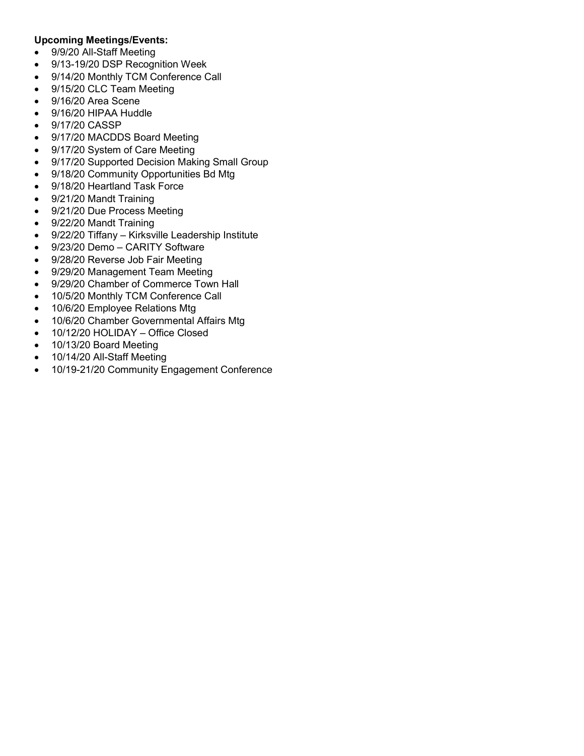**Upcoming Meetings/Events:**

- 9/9/20 All-Staff Meeting
- 9/13-19/20 DSP Recognition Week
- 9/14/20 Monthly TCM Conference Call
- 9/15/20 CLC Team Meeting
- 9/16/20 Area Scene
- 9/16/20 HIPAA Huddle
- 9/17/20 CASSP
- 9/17/20 MACDDS Board Meeting
- 9/17/20 System of Care Meeting
- 9/17/20 Supported Decision Making Small Group
- 9/18/20 Community Opportunities Bd Mtg
- 9/18/20 Heartland Task Force
- 9/21/20 Mandt Training
- 9/21/20 Due Process Meeting
- 9/22/20 Mandt Training
- 9/22/20 Tiffany – Kirksville Leadership Institute
- 9/23/20 Demo – CARITY Software
- 9/28/20 Reverse Job Fair Meeting
- 9/29/20 Management Team Meeting
- 9/29/20 Chamber of Commerce Town Hall
- 10/5/20 Monthly TCM Conference Call
- 10/6/20 Employee Relations Mtg
- 10/6/20 Chamber Governmental Affairs Mtg
- 10/12/20 HOLIDAY – Office Closed
- 10/13/20 Board Meeting
- 10/14/20 All-Staff Meeting
- 10/19-21/20 Community Engagement Conference